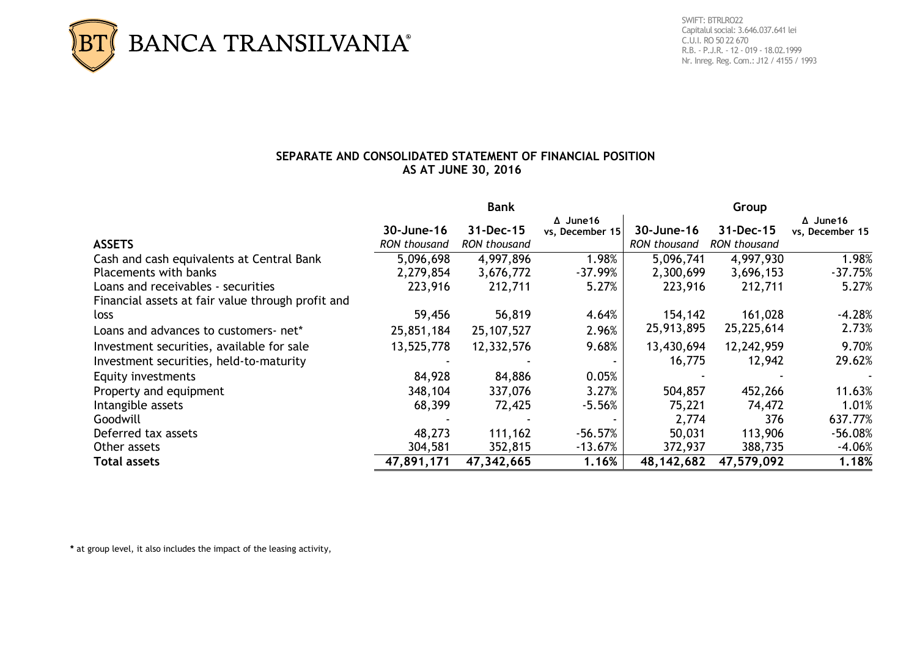BANCA TRANSILVANIA®

SWIFT: BTRLRO22
Capitalul social: 3.646.037.641 lei
C.U.I. RO 50 22 670
R.B. - P.J.R. - 12 - 019 - 18.02.1999
Nr. Inreg. Reg. Com.: J12 / 4155 / 1993

## SEPARATE AND CONSOLIDATED STATEMENT OF FINANCIAL POSITION AS AT JUNE 30, 2016

| | Bank | | | Group | | |
|---|---|---|---|---|---|---|
| **ASSETS** | **30-June-16** *RON thousand* | **31-Dec-15** *RON thousand* | **Δ June16 vs, December 15** | **30-June-16** *RON thousand* | **31-Dec-15** *RON thousand* | **Δ June16 vs, December 15** |
| Cash and cash equivalents at Central Bank | 5,096,698 | 4,997,896 | 1.98% | 5,096,741 | 4,997,930 | 1.98% |
| Placements with banks | 2,279,854 | 3,676,772 | -37.99% | 2,300,699 | 3,696,153 | -37.75% |
| Loans and receivables - securities | 223,916 | 212,711 | 5.27% | 223,916 | 212,711 | 5.27% |
| Financial assets at fair value through profit and loss | 59,456 | 56,819 | 4.64% | 154,142 | 161,028 | -4.28% |
| Loans and advances to customers- net* | 25,851,184 | 25,107,527 | 2.96% | 25,913,895 | 25,225,614 | 2.73% |
| Investment securities, available for sale | 13,525,778 | 12,332,576 | 9.68% | 13,430,694 | 12,242,959 | 9.70% |
| Investment securities, held-to-maturity | - | - | - | 16,775 | 12,942 | 29.62% |
| Equity investments | 84,928 | 84,886 | 0.05% | - | - | - |
| Property and equipment | 348,104 | 337,076 | 3.27% | 504,857 | 452,266 | 11.63% |
| Intangible assets | 68,399 | 72,425 | -5.56% | 75,221 | 74,472 | 1.01% |
| Goodwill | - | - | - | 2,774 | 376 | 637.77% |
| Deferred tax assets | 48,273 | 111,162 | -56.57% | 50,031 | 113,906 | -56.08% |
| Other assets | 304,581 | 352,815 | -13.67% | 372,937 | 388,735 | -4.06% |
| **Total assets** | **47,891,171** | **47,342,665** | **1.16%** | **48,142,682** | **47,579,092** | **1.18%** |

* at group level, it also includes the impact of the leasing activity,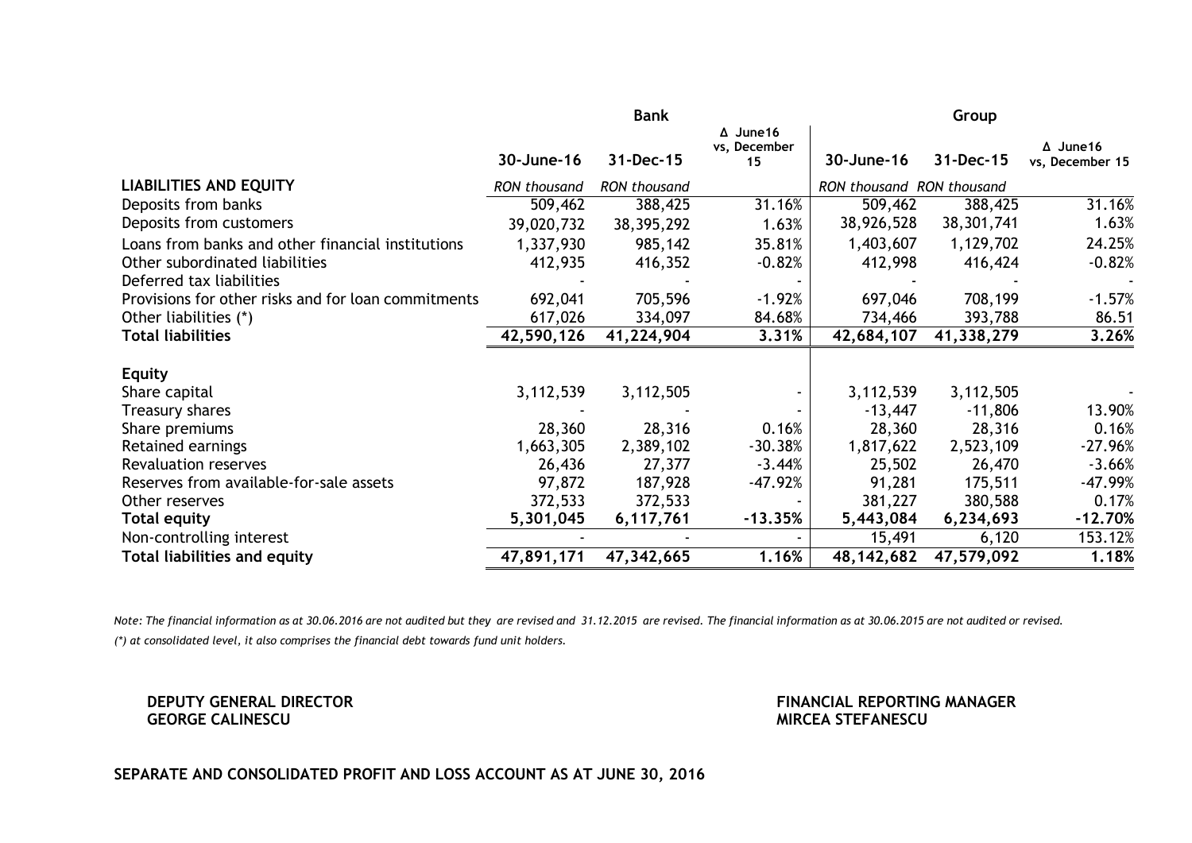| | Bank | | | Group | | |
|---|---|---|---|---|---|---|
| | 30-June-16 | 31-Dec-15 | Δ June16 vs, December 15 | 30-June-16 | 31-Dec-15 | Δ June16 vs, December 15 |
| **LIABILITIES AND EQUITY** | *RON thousand* | *RON thousand* | | *RON thousand* | *RON thousand* | |
| Deposits from banks | 509,462 | 388,425 | 31.16% | 509,462 | 388,425 | 31.16% |
| Deposits from customers | 39,020,732 | 38,395,292 | 1.63% | 38,926,528 | 38,301,741 | 1.63% |
| Loans from banks and other financial institutions | 1,337,930 | 985,142 | 35.81% | 1,403,607 | 1,129,702 | 24.25% |
| Other subordinated liabilities | 412,935 | 416,352 | -0.82% | 412,998 | 416,424 | -0.82% |
| Deferred tax liabilities | - | - | - | - | - | - |
| Provisions for other risks and for loan commitments | 692,041 | 705,596 | -1.92% | 697,046 | 708,199 | -1.57% |
| Other liabilities (*) | 617,026 | 334,097 | 84.68% | 734,466 | 393,788 | 86.51 |
| **Total liabilities** | **42,590,126** | **41,224,904** | **3.31%** | **42,684,107** | **41,338,279** | **3.26%** |
| | | | | | | |
| **Equity** | | | | | | |
| Share capital | 3,112,539 | 3,112,505 | - | 3,112,539 | 3,112,505 | - |
| Treasury shares | - | - | - | -13,447 | -11,806 | 13.90% |
| Share premiums | 28,360 | 28,316 | 0.16% | 28,360 | 28,316 | 0.16% |
| Retained earnings | 1,663,305 | 2,389,102 | -30.38% | 1,817,622 | 2,523,109 | -27.96% |
| Revaluation reserves | 26,436 | 27,377 | -3.44% | 25,502 | 26,470 | -3.66% |
| Reserves from available-for-sale assets | 97,872 | 187,928 | -47.92% | 91,281 | 175,511 | -47.99% |
| Other reserves | 372,533 | 372,533 | - | 381,227 | 380,588 | 0.17% |
| **Total equity** | **5,301,045** | **6,117,761** | **-13.35%** | **5,443,084** | **6,234,693** | **-12.70%** |
| Non-controlling interest | - | - | - | 15,491 | 6,120 | 153.12% |
| **Total liabilities and equity** | **47,891,171** | **47,342,665** | **1.16%** | **48,142,682** | **47,579,092** | **1.18%** |

*Note: The financial information as at 30.06.2016 are not audited but they are revised and 31.12.2015 are revised. The financial information as at 30.06.2015 are not audited or revised.*

*(*) at consolidated level, it also comprises the financial debt towards fund unit holders.*

**DEPUTY GENERAL DIRECTOR**
**GEORGE CALINESCU**

**FINANCIAL REPORTING MANAGER**
**MIRCEA STEFANESCU**

**SEPARATE AND CONSOLIDATED PROFIT AND LOSS ACCOUNT AS AT JUNE 30, 2016**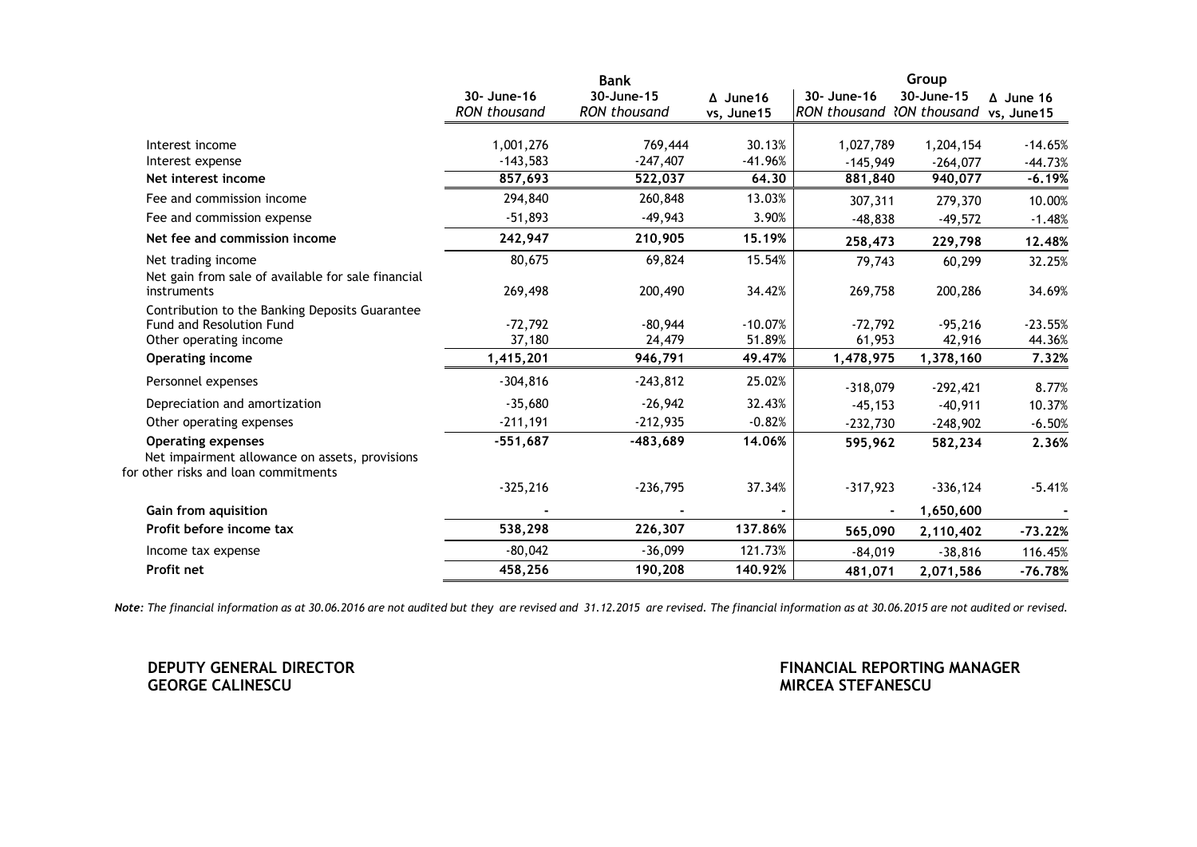| | Bank | | | Group | | |
|---|---|---|---|---|---|---|
| | 30- June-16<br>*RON thousand* | 30-June-15<br>*RON thousand* | Δ June16 vs, June15 | 30- June-16<br>*RON thousand* | 30-June-15<br>*RON thousand* | Δ June 16 vs, June15 |
| Interest income | 1,001,276 | 769,444 | 30.13% | 1,027,789 | 1,204,154 | -14.65% |
| Interest expense | -143,583 | -247,407 | -41.96% | -145,949 | -264,077 | -44.73% |
| **Net interest income** | **857,693** | **522,037** | **64.30** | **881,840** | **940,077** | **-6.19%** |
| Fee and commission income | 294,840 | 260,848 | 13.03% | 307,311 | 279,370 | 10.00% |
| Fee and commission expense | -51,893 | -49,943 | 3.90% | -48,838 | -49,572 | -1.48% |
| **Net fee and commission income** | **242,947** | **210,905** | **15.19%** | **258,473** | **229,798** | **12.48%** |
| Net trading income | 80,675 | 69,824 | 15.54% | 79,743 | 60,299 | 32.25% |
| Net gain from sale of available for sale financial instruments | 269,498 | 200,490 | 34.42% | 269,758 | 200,286 | 34.69% |
| Contribution to the Banking Deposits Guarantee Fund and Resolution Fund | -72,792 | -80,944 | -10.07% | -72,792 | -95,216 | -23.55% |
| Other operating income | 37,180 | 24,479 | 51.89% | 61,953 | 42,916 | 44.36% |
| **Operating income** | **1,415,201** | **946,791** | **49.47%** | **1,478,975** | **1,378,160** | **7.32%** |
| Personnel expenses | -304,816 | -243,812 | 25.02% | -318,079 | -292,421 | 8.77% |
| Depreciation and amortization | -35,680 | -26,942 | 32.43% | -45,153 | -40,911 | 10.37% |
| Other operating expenses | -211,191 | -212,935 | -0.82% | -232,730 | -248,902 | -6.50% |
| **Operating expenses** | **-551,687** | **-483,689** | **14.06%** | **595,962** | **582,234** | **2.36%** |
| Net impairment allowance on assets, provisions for other risks and loan commitments | -325,216 | -236,795 | 37.34% | -317,923 | -336,124 | -5.41% |
| **Gain from aquisition** | - | - | - | - | **1,650,600** | - |
| **Profit before income tax** | **538,298** | **226,307** | **137.86%** | **565,090** | **2,110,402** | **-73.22%** |
| Income tax expense | -80,042 | -36,099 | 121.73% | -84,019 | -38,816 | 116.45% |
| **Profit net** | **458,256** | **190,208** | **140.92%** | **481,071** | **2,071,586** | **-76.78%** |

***Note:*** *The financial information as at 30.06.2016 are not audited but they are revised and 31.12.2015 are revised. The financial information as at 30.06.2015 are not audited or revised.*

**DEPUTY GENERAL DIRECTOR**
**GEORGE CALINESCU**

**FINANCIAL REPORTING MANAGER**
**MIRCEA STEFANESCU**